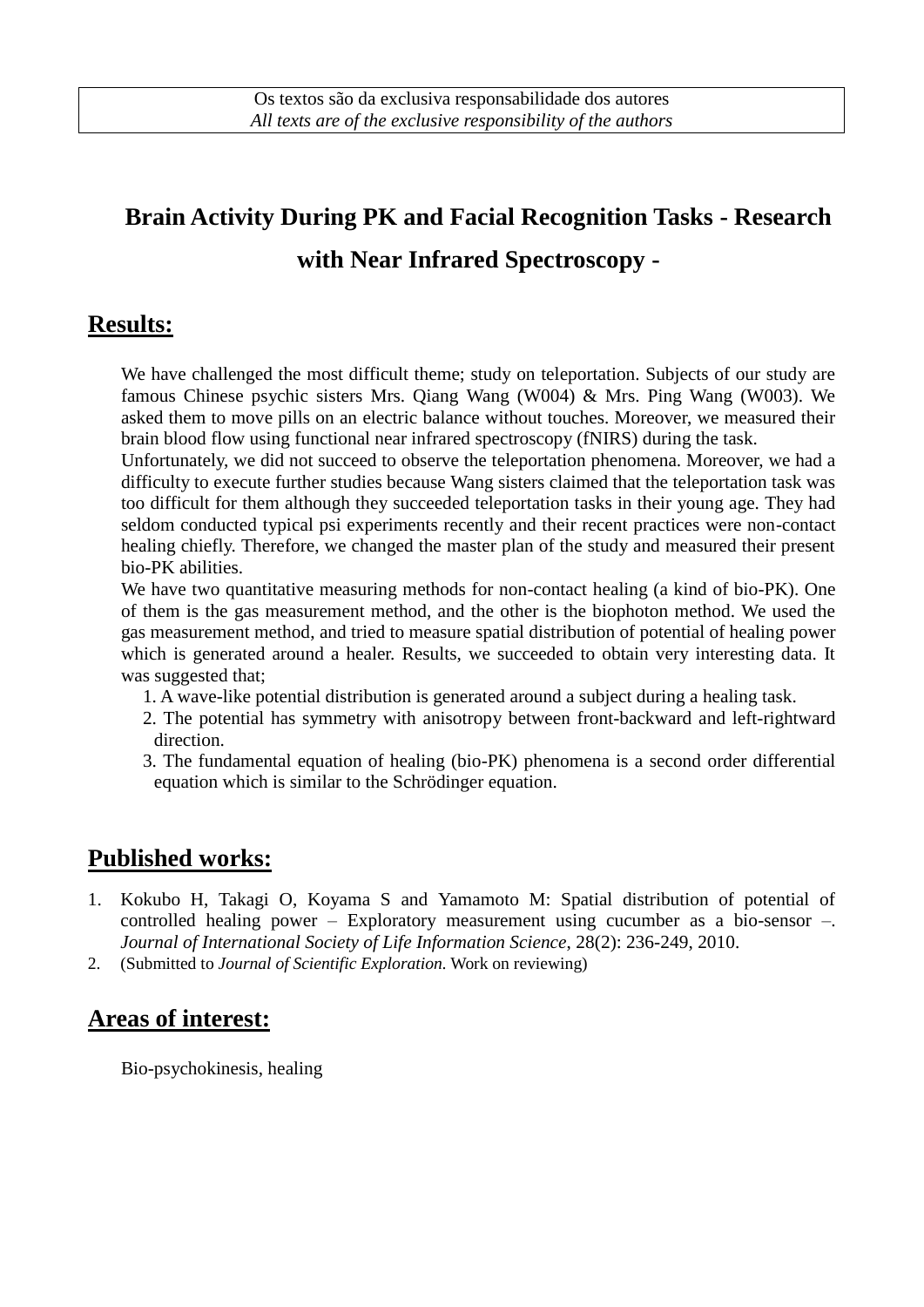Os textos são da exclusiva responsabilidade dos autores
*All texts are of the exclusive responsibility of the authors*

# Brain Activity During PK and Facial Recognition Tasks - Research with Near Infrared Spectroscopy -

## Results:

We have challenged the most difficult theme; study on teleportation. Subjects of our study are famous Chinese psychic sisters Mrs. Qiang Wang (W004) & Mrs. Ping Wang (W003). We asked them to move pills on an electric balance without touches. Moreover, we measured their brain blood flow using functional near infrared spectroscopy (fNIRS) during the task.

Unfortunately, we did not succeed to observe the teleportation phenomena. Moreover, we had a difficulty to execute further studies because Wang sisters claimed that the teleportation task was too difficult for them although they succeeded teleportation tasks in their young age. They had seldom conducted typical psi experiments recently and their recent practices were non-contact healing chiefly. Therefore, we changed the master plan of the study and measured their present bio-PK abilities.

We have two quantitative measuring methods for non-contact healing (a kind of bio-PK). One of them is the gas measurement method, and the other is the biophoton method. We used the gas measurement method, and tried to measure spatial distribution of potential of healing power which is generated around a healer. Results, we succeeded to obtain very interesting data. It was suggested that;

1. A wave-like potential distribution is generated around a subject during a healing task.
2. The potential has symmetry with anisotropy between front-backward and left-rightward direction.
3. The fundamental equation of healing (bio-PK) phenomena is a second order differential equation which is similar to the Schrödinger equation.

## Published works:

1. Kokubo H, Takagi O, Koyama S and Yamamoto M: Spatial distribution of potential of controlled healing power – Exploratory measurement using cucumber as a bio-sensor –. *Journal of International Society of Life Information Science*, 28(2): 236-249, 2010.
2. (Submitted to *Journal of Scientific Exploration.* Work on reviewing)

## Areas of interest:

Bio-psychokinesis, healing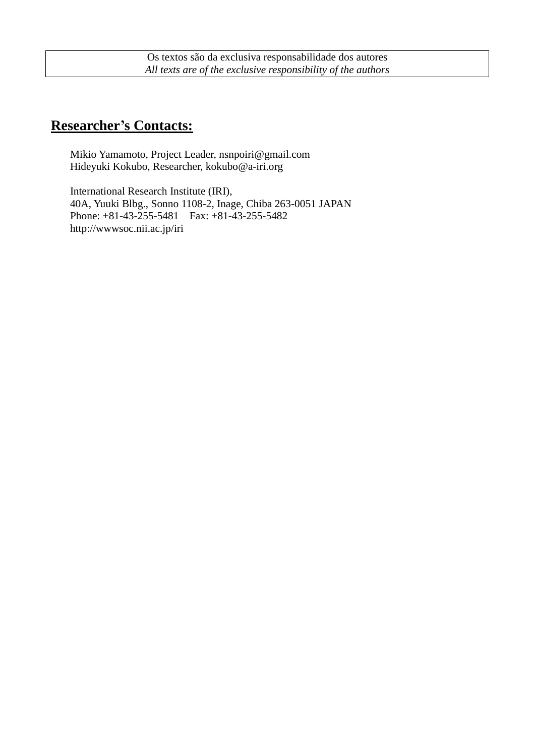Os textos são da exclusiva responsabilidade dos autores
*All texts are of the exclusive responsibility of the authors*

## Researcher's Contacts:

Mikio Yamamoto, Project Leader, nsnpoiri@gmail.com
Hideyuki Kokubo, Researcher, kokubo@a-iri.org

International Research Institute (IRI),
40A, Yuuki Blbg., Sonno 1108-2, Inage, Chiba 263-0051 JAPAN
Phone: +81-43-255-5481    Fax: +81-43-255-5482
http://wwwsoc.nii.ac.jp/iri